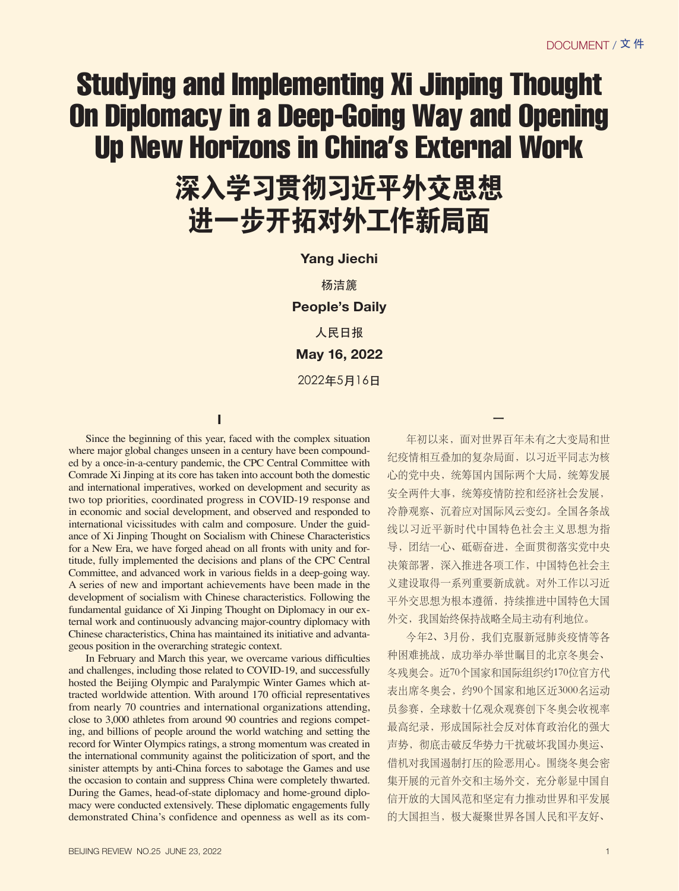# Studying and Implementing Xi Jinping Thought On Diplomacy in a Deep-Going Way and Opening Up New Horizons in China's External Work

# 深入学习贯彻习近平外交思想 进一步开拓对外工作新局面

**Yang Jiechi**

杨洁篪

**People's Daily**

人民日报

**May 16, 2022**

2022年5月16日

## I

Since the beginning of this year, faced with the complex situation where major global changes unseen in a century have been compounded by a once-in-a-century pandemic, the CPC Central Committee with Comrade Xi Jinping at its core has taken into account both the domestic and the international imperatives, worked on development and security as two top priorities, coordinated progress in COVID-19 response and in economic and social development, and observed and responded to international vicissitudes with calm and composure. Under the guidance of Xi Jinping Thought on Socialism with Chinese Characteristics for a New Era, we have forged ahead on all fronts with unity and fortitude, fully implemented the decisions and plans of the CPC Central Committee, and advanced work in various fields in a deep-going way. A series of new and important achievements have been made in the development of socialism with Chinese characteristics. Following the fundamental guidance of Xi Jinping Thought on Diplomacy in our external work and continuously advancing major-country diplomacy with Chinese characteristics, China has maintained its initiative and advantageous position in the overarching strategic context.

In February and March this year, we overcame various difficulties and challenges, including those related to COVID-19, and successfully hosted the Beijing Olympic and Paralympic Winter Games which attracted worldwide attention. With around 170 official representatives from nearly 70 countries and international organizations attending, close to 3,000 athletes from around 90 countries and regions competing, and billions of people around the world watching and setting the record for Winter Olympics ratings, a strong momentum was created in the international community against the politicization of sport, and the sinister attempts by anti-China forces to sabotage the Games and use the occasion to contain and suppress China were completely thwarted. During the Games, head-of-state diplomacy and home-ground diplomacy were conducted extensively. These diplomatic engagements fully demonstrated China's confidence and openness as well as its com-

## 一

年初以来，面对世界百年未有之大变局和世纪疫情相互叠加的复杂局面，以习近平同志为核心的党中央，统筹国内国际两个大局，统筹发展安全两件大事，统筹疫情防控和经济社会发展，冷静观察、沉着应对国际风云变幻。全国各条战线以习近平新时代中国特色社会主义思想为指导，团结一心、砥砺奋进，全面贯彻落实党中央决策部署，深入推进各项工作，中国特色社会主义建设取得一系列重要新成就。对外工作以习近平外交思想为根本遵循，持续推进中国特色大国外交，我国始终保持战略全局主动有利地位。

今年2、3月份，我们克服新冠肺炎疫情等各种困难挑战，成功举办举世瞩目的北京冬奥会、冬残奥会。近70个国家和国际组织约170位官方代表出席冬奥会，约90个国家和地区近3000名运动员参赛，全球数十亿观众观赛创下冬奥会收视率最高纪录，形成国际社会反对体育政治化的强大声势，彻底击破反华势力干扰破坏我国办奥运、借机对我国遏制打压的险恶用心。围绕冬奥会密集开展的元首外交和主场外交，充分彰显中国自信开放的大国风范和坚定有力推动世界和平发展的大国担当，极大凝聚世界各国人民和平友好、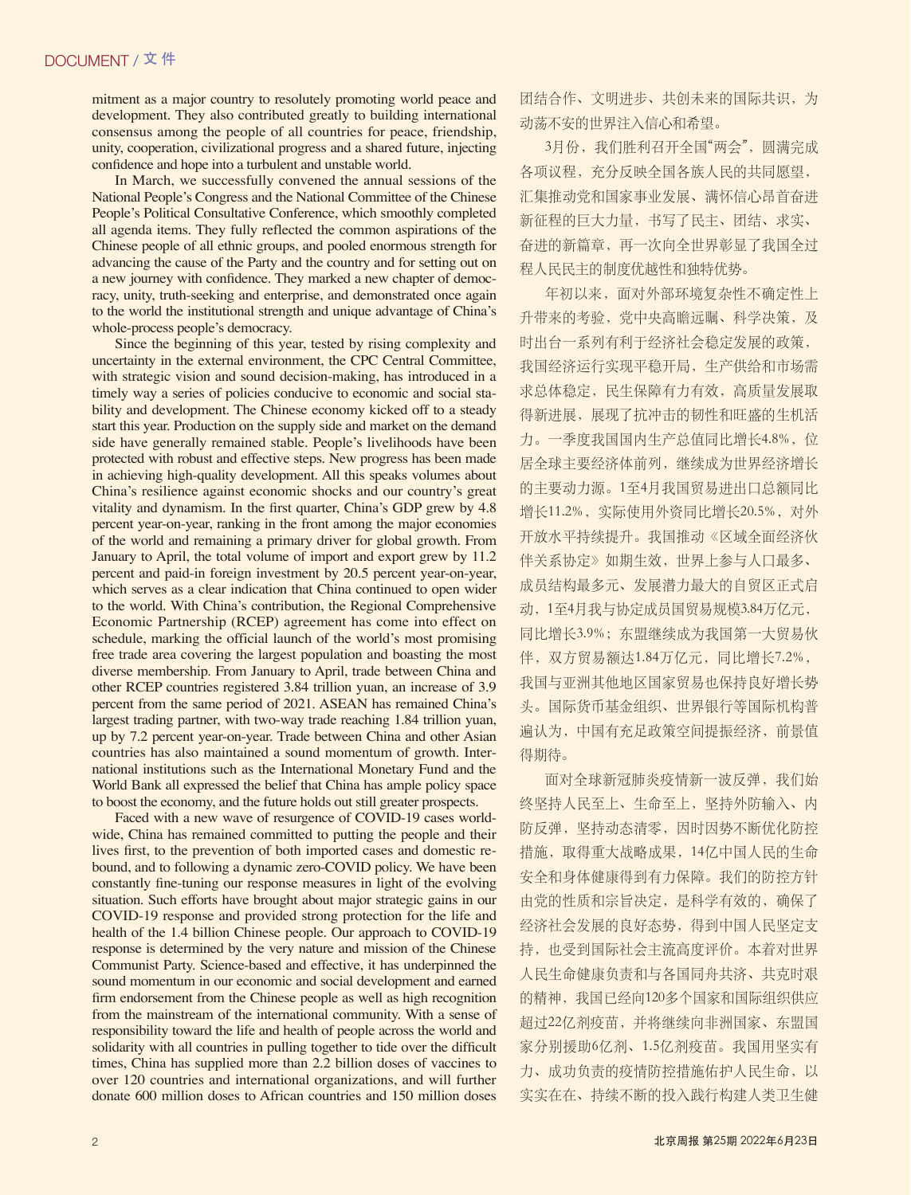mitment as a major country to resolutely promoting world peace and development. They also contributed greatly to building international consensus among the people of all countries for peace, friendship, unity, cooperation, civilizational progress and a shared future, injecting confidence and hope into a turbulent and unstable world.

In March, we successfully convened the annual sessions of the National People's Congress and the National Committee of the Chinese People's Political Consultative Conference, which smoothly completed all agenda items. They fully reflected the common aspirations of the Chinese people of all ethnic groups, and pooled enormous strength for advancing the cause of the Party and the country and for setting out on a new journey with confidence. They marked a new chapter of democracy, unity, truth-seeking and enterprise, and demonstrated once again to the world the institutional strength and unique advantage of China's whole-process people's democracy.

Since the beginning of this year, tested by rising complexity and uncertainty in the external environment, the CPC Central Committee, with strategic vision and sound decision-making, has introduced in a timely way a series of policies conducive to economic and social stability and development. The Chinese economy kicked off to a steady start this year. Production on the supply side and market on the demand side have generally remained stable. People's livelihoods have been protected with robust and effective steps. New progress has been made in achieving high-quality development. All this speaks volumes about China's resilience against economic shocks and our country's great vitality and dynamism. In the first quarter, China's GDP grew by 4.8 percent year-on-year, ranking in the front among the major economies of the world and remaining a primary driver for global growth. From January to April, the total volume of import and export grew by 11.2 percent and paid-in foreign investment by 20.5 percent year-on-year, which serves as a clear indication that China continued to open wider to the world. With China's contribution, the Regional Comprehensive Economic Partnership (RCEP) agreement has come into effect on schedule, marking the official launch of the world's most promising free trade area covering the largest population and boasting the most diverse membership. From January to April, trade between China and other RCEP countries registered 3.84 trillion yuan, an increase of 3.9 percent from the same period of 2021. ASEAN has remained China's largest trading partner, with two-way trade reaching 1.84 trillion yuan, up by 7.2 percent year-on-year. Trade between China and other Asian countries has also maintained a sound momentum of growth. International institutions such as the International Monetary Fund and the World Bank all expressed the belief that China has ample policy space to boost the economy, and the future holds out still greater prospects.

Faced with a new wave of resurgence of COVID-19 cases worldwide, China has remained committed to putting the people and their lives first, to the prevention of both imported cases and domestic rebound, and to following a dynamic zero-COVID policy. We have been constantly fine-tuning our response measures in light of the evolving situation. Such efforts have brought about major strategic gains in our COVID-19 response and provided strong protection for the life and health of the 1.4 billion Chinese people. Our approach to COVID-19 response is determined by the very nature and mission of the Chinese Communist Party. Science-based and effective, it has underpinned the sound momentum in our economic and social development and earned firm endorsement from the Chinese people as well as high recognition from the mainstream of the international community. With a sense of responsibility toward the life and health of people across the world and solidarity with all countries in pulling together to tide over the difficult times, China has supplied more than 2.2 billion doses of vaccines to over 120 countries and international organizations, and will further donate 600 million doses to African countries and 150 million doses

团结合作、文明进步、共创未来的国际共识，为动荡不安的世界注入信心和希望。

3月份，我们胜利召开全国"两会"，圆满完成各项议程，充分反映全国各族人民的共同愿望，汇集推动党和国家事业发展、满怀信心昂首奋进新征程的巨大力量，书写了民主、团结、求实、奋进的新篇章，再一次向全世界彰显了我国全过程人民民主的制度优越性和独特优势。

年初以来，面对外部环境复杂性不确定性上升带来的考验，党中央高瞻远瞩、科学决策，及时出台一系列有利于经济社会稳定发展的政策，我国经济运行实现平稳开局，生产供给和市场需求总体稳定，民生保障有力有效，高质量发展取得新进展，展现了抗冲击的韧性和旺盛的生机活力。一季度我国国内生产总值同比增长4.8%，位居全球主要经济体前列，继续成为世界经济增长的主要动力源。1至4月我国贸易进出口总额同比增长11.2%，实际使用外资同比增长20.5%，对外开放水平持续提升。我国推动《区域全面经济伙伴关系协定》如期生效，世界上参与人口最多、成员结构最多元、发展潜力最大的自贸区正式启动，1至4月我与协定成员国贸易规模3.84万亿元，同比增长3.9%；东盟继续成为我国第一大贸易伙伴，双方贸易额达1.84万亿元，同比增长7.2%，我国与亚洲其他地区国家贸易也保持良好增长势头。国际货币基金组织、世界银行等国际机构普遍认为，中国有充足政策空间提振经济，前景值得期待。

面对全球新冠肺炎疫情新一波反弹，我们始终坚持人民至上、生命至上，坚持外防输入、内防反弹，坚持动态清零，因时因势不断优化防控措施，取得重大战略成果，14亿中国人民的生命安全和身体健康得到有力保障。我们的防控方针由党的性质和宗旨决定，是科学有效的，确保了经济社会发展的良好态势，得到中国人民坚定支持，也受到国际社会主流高度评价。本着对世界人民生命健康负责和与各国同舟共济、共克时艰的精神，我国已经向120多个国家和国际组织供应超过22亿剂疫苗，并将继续向非洲国家、东盟国家分别援助6亿剂、1.5亿剂疫苗。我国用坚实有力、成功负责的疫情防控措施佑护人民生命，以实实在在、持续不断的投入践行构建人类卫生健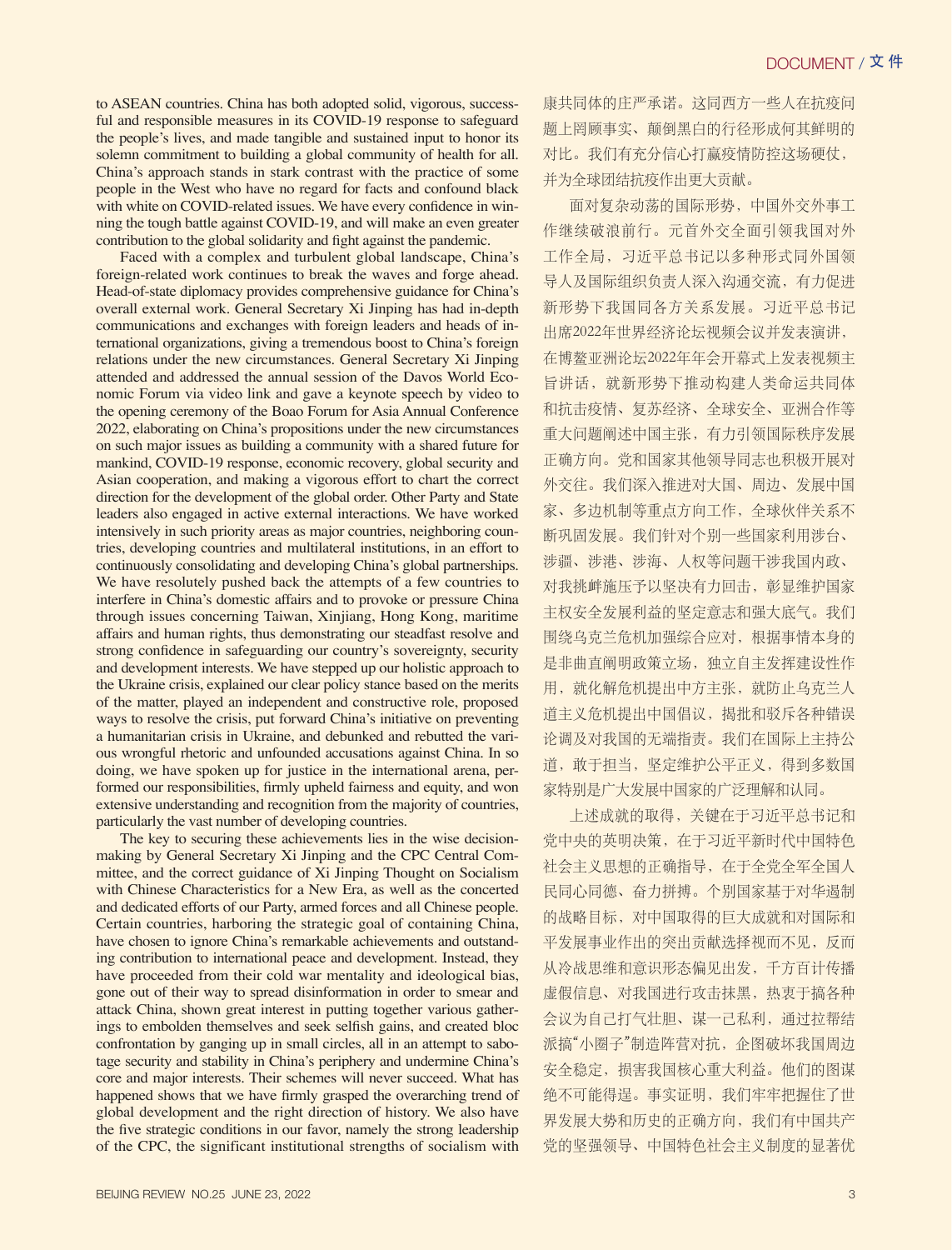to ASEAN countries. China has both adopted solid, vigorous, successful and responsible measures in its COVID-19 response to safeguard the people's lives, and made tangible and sustained input to honor its solemn commitment to building a global community of health for all. China's approach stands in stark contrast with the practice of some people in the West who have no regard for facts and confound black with white on COVID-related issues. We have every confidence in winning the tough battle against COVID-19, and will make an even greater contribution to the global solidarity and fight against the pandemic.

Faced with a complex and turbulent global landscape, China's foreign-related work continues to break the waves and forge ahead. Head-of-state diplomacy provides comprehensive guidance for China's overall external work. General Secretary Xi Jinping has had in-depth communications and exchanges with foreign leaders and heads of international organizations, giving a tremendous boost to China's foreign relations under the new circumstances. General Secretary Xi Jinping attended and addressed the annual session of the Davos World Economic Forum via video link and gave a keynote speech by video to the opening ceremony of the Boao Forum for Asia Annual Conference 2022, elaborating on China's propositions under the new circumstances on such major issues as building a community with a shared future for mankind, COVID-19 response, economic recovery, global security and Asian cooperation, and making a vigorous effort to chart the correct direction for the development of the global order. Other Party and State leaders also engaged in active external interactions. We have worked intensively in such priority areas as major countries, neighboring countries, developing countries and multilateral institutions, in an effort to continuously consolidating and developing China's global partnerships. We have resolutely pushed back the attempts of a few countries to interfere in China's domestic affairs and to provoke or pressure China through issues concerning Taiwan, Xinjiang, Hong Kong, maritime affairs and human rights, thus demonstrating our steadfast resolve and strong confidence in safeguarding our country's sovereignty, security and development interests. We have stepped up our holistic approach to the Ukraine crisis, explained our clear policy stance based on the merits of the matter, played an independent and constructive role, proposed ways to resolve the crisis, put forward China's initiative on preventing a humanitarian crisis in Ukraine, and debunked and rebutted the various wrongful rhetoric and unfounded accusations against China. In so doing, we have spoken up for justice in the international arena, performed our responsibilities, firmly upheld fairness and equity, and won extensive understanding and recognition from the majority of countries, particularly the vast number of developing countries.

The key to securing these achievements lies in the wise decision-making by General Secretary Xi Jinping and the CPC Central Committee, and the correct guidance of Xi Jinping Thought on Socialism with Chinese Characteristics for a New Era, as well as the concerted and dedicated efforts of our Party, armed forces and all Chinese people. Certain countries, harboring the strategic goal of containing China, have chosen to ignore China's remarkable achievements and outstanding contribution to international peace and development. Instead, they have proceeded from their cold war mentality and ideological bias, gone out of their way to spread disinformation in order to smear and attack China, shown great interest in putting together various gatherings to embolden themselves and seek selfish gains, and created bloc confrontation by ganging up in small circles, all in an attempt to sabotage security and stability in China's periphery and undermine China's core and major interests. Their schemes will never succeed. What has happened shows that we have firmly grasped the overarching trend of global development and the right direction of history. We also have the five strategic conditions in our favor, namely the strong leadership of the CPC, the significant institutional strengths of socialism with

康共同体的庄严承诺。这同西方一些人在抗疫问题上罔顾事实、颠倒黑白的行径形成何其鲜明的对比。我们有充分信心打赢疫情防控这场硬仗，并为全球团结抗疫作出更大贡献。

面对复杂动荡的国际形势，中国外交外事工作继续破浪前行。元首外交全面引领我国对外工作全局，习近平总书记以多种形式同外国领导人及国际组织负责人深入沟通交流，有力促进新形势下我国同各方关系发展。习近平总书记出席2022年世界经济论坛视频会议并发表演讲，在博鳌亚洲论坛2022年年会开幕式上发表视频主旨讲话，就新形势下推动构建人类命运共同体和抗击疫情、复苏经济、全球安全、亚洲合作等重大问题阐述中国主张，有力引领国际秩序发展正确方向。党和国家其他领导同志也积极开展对外交往。我们深入推进对大国、周边、发展中国家、多边机制等重点方向工作，全球伙伴关系不断巩固发展。我们针对个别一些国家利用涉台、涉疆、涉港、涉海、人权等问题干涉我国内政、对我挑衅施压予以坚决有力回击，彰显维护国家主权安全发展利益的坚定意志和强大底气。我们围绕乌克兰危机加强综合应对，根据事情本身的是非曲直阐明政策立场，独立自主发挥建设性作用，就化解危机提出中方主张，就防止乌克兰人道主义危机提出中国倡议，揭批和驳斥各种错误论调及对我国的无端指责。我们在国际上主持公道，敢于担当，坚定维护公平正义，得到多数国家特别是广大发展中国家的广泛理解和认同。

上述成就的取得，关键在于习近平总书记和党中央的英明决策，在于习近平新时代中国特色社会主义思想的正确指导，在于全党全军全国人民同心同德、奋力拼搏。个别国家基于对华遏制的战略目标，对中国取得的巨大成就和对国际和平发展事业作出的突出贡献选择视而不见，反而从冷战思维和意识形态偏见出发，千方百计传播虚假信息、对我国进行攻击抹黑，热衷于搞各种会议为自己打气壮胆、谋一己私利，通过拉帮结派搞"小圈子"制造阵营对抗，企图破坏我国周边安全稳定，损害我国核心重大利益。他们的图谋绝不可能得逞。事实证明，我们牢牢把握住了世界发展大势和历史的正确方向，我们有中国共产党的坚强领导、中国特色社会主义制度的显著优